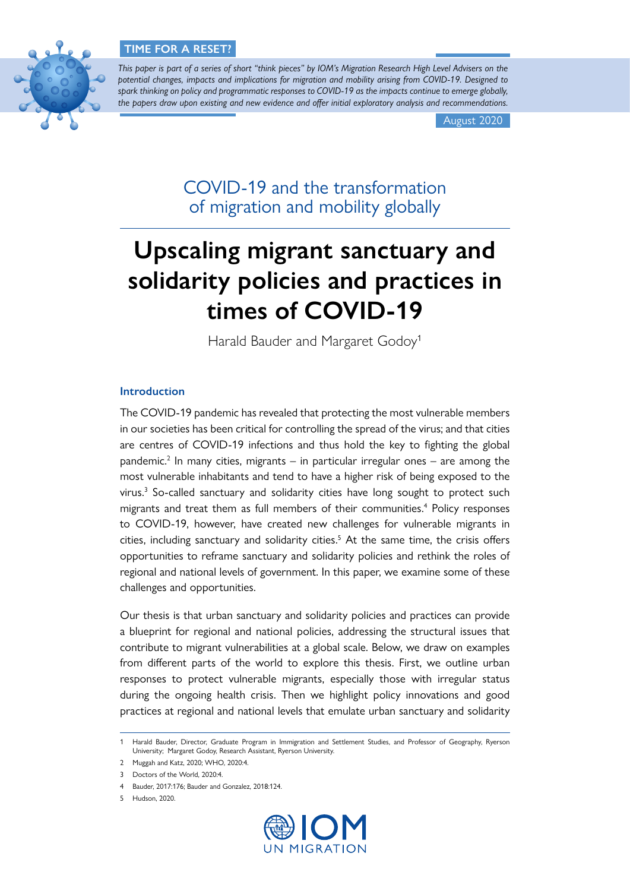**TIME FOR A RESET?**

*This paper is part of a series of short "think pieces" by IOM's Migration Research High Level Advisers on the potential changes, impacts and implications for migration and mobility arising from COVID-19. Designed to spark thinking on policy and programmatic responses to COVID-19 as the impacts continue to emerge globally, the papers draw upon existing and new evidence and offer initial exploratory analysis and recommendations.*

August 2020

## COVID-19 and the transformation of migration and mobility globally

# Upscaling migrant sanctuary and solidarity policies and practices in times of COVID-19

Harald Bauder and Margaret Godoy[1]

### Introduction

The COVID-19 pandemic has revealed that protecting the most vulnerable members in our societies has been critical for controlling the spread of the virus; and that cities are centres of COVID-19 infections and thus hold the key to fighting the global pandemic.[2] In many cities, migrants – in particular irregular ones – are among the most vulnerable inhabitants and tend to have a higher risk of being exposed to the virus.[3] So-called sanctuary and solidarity cities have long sought to protect such migrants and treat them as full members of their communities.[4] Policy responses to COVID-19, however, have created new challenges for vulnerable migrants in cities, including sanctuary and solidarity cities.[5] At the same time, the crisis offers opportunities to reframe sanctuary and solidarity policies and rethink the roles of regional and national levels of government. In this paper, we examine some of these challenges and opportunities.

Our thesis is that urban sanctuary and solidarity policies and practices can provide a blueprint for regional and national policies, addressing the structural issues that contribute to migrant vulnerabilities at a global scale. Below, we draw on examples from different parts of the world to explore this thesis. First, we outline urban responses to protect vulnerable migrants, especially those with irregular status during the ongoing health crisis. Then we highlight policy innovations and good practices at regional and national levels that emulate urban sanctuary and solidarity

---

1 Harald Bauder, Director, Graduate Program in Immigration and Settlement Studies, and Professor of Geography, Ryerson University; Margaret Godoy, Research Assistant, Ryerson University.

2 Muggah and Katz, 2020; WHO, 2020:4.

3 Doctors of the World, 2020:4.

4 Bauder, 2017:176; Bauder and Gonzalez, 2018:124.

5 Hudson, 2020.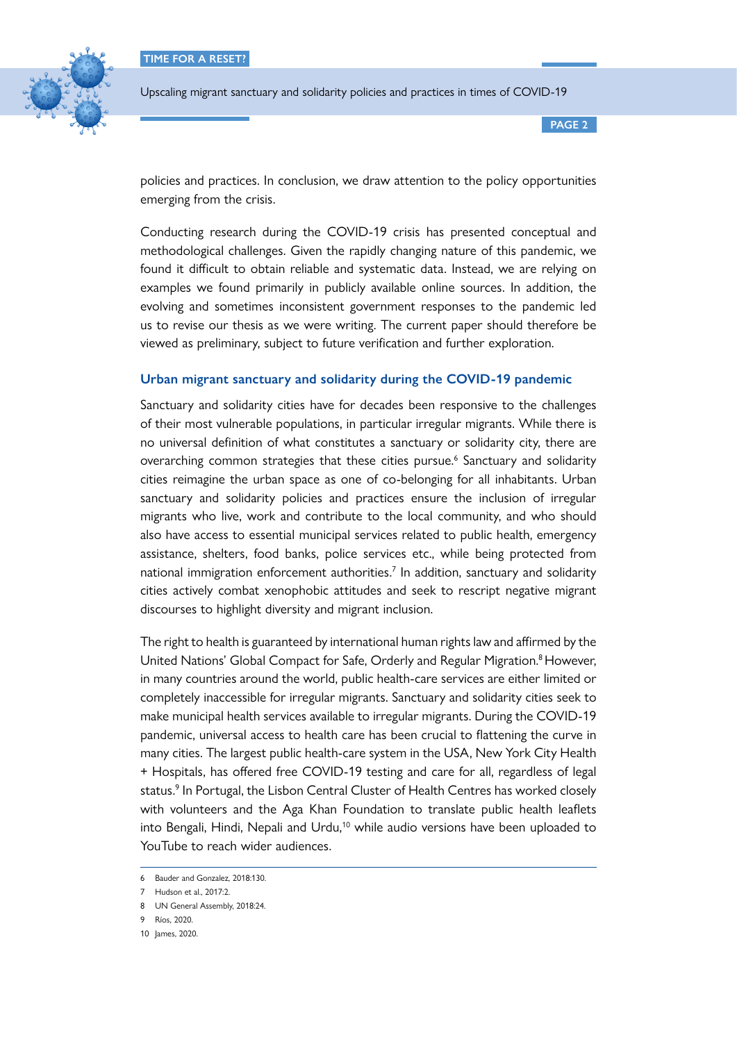policies and practices. In conclusion, we draw attention to the policy opportunities emerging from the crisis.

Conducting research during the COVID-19 crisis has presented conceptual and methodological challenges. Given the rapidly changing nature of this pandemic, we found it difficult to obtain reliable and systematic data. Instead, we are relying on examples we found primarily in publicly available online sources. In addition, the evolving and sometimes inconsistent government responses to the pandemic led us to revise our thesis as we were writing. The current paper should therefore be viewed as preliminary, subject to future verification and further exploration.

### Urban migrant sanctuary and solidarity during the COVID-19 pandemic

Sanctuary and solidarity cities have for decades been responsive to the challenges of their most vulnerable populations, in particular irregular migrants. While there is no universal definition of what constitutes a sanctuary or solidarity city, there are overarching common strategies that these cities pursue.[6] Sanctuary and solidarity cities reimagine the urban space as one of co-belonging for all inhabitants. Urban sanctuary and solidarity policies and practices ensure the inclusion of irregular migrants who live, work and contribute to the local community, and who should also have access to essential municipal services related to public health, emergency assistance, shelters, food banks, police services etc., while being protected from national immigration enforcement authorities.[7] In addition, sanctuary and solidarity cities actively combat xenophobic attitudes and seek to rescript negative migrant discourses to highlight diversity and migrant inclusion.

The right to health is guaranteed by international human rights law and affirmed by the United Nations' Global Compact for Safe, Orderly and Regular Migration.[8] However, in many countries around the world, public health-care services are either limited or completely inaccessible for irregular migrants. Sanctuary and solidarity cities seek to make municipal health services available to irregular migrants. During the COVID-19 pandemic, universal access to health care has been crucial to flattening the curve in many cities. The largest public health-care system in the USA, New York City Health + Hospitals, has offered free COVID-19 testing and care for all, regardless of legal status.[9] In Portugal, the Lisbon Central Cluster of Health Centres has worked closely with volunteers and the Aga Khan Foundation to translate public health leaflets into Bengali, Hindi, Nepali and Urdu,[10] while audio versions have been uploaded to YouTube to reach wider audiences.

---

6 Bauder and Gonzalez, 2018:130.

7 Hudson et al., 2017:2.

8 UN General Assembly, 2018:24.

9 Ríos, 2020.

10 James, 2020.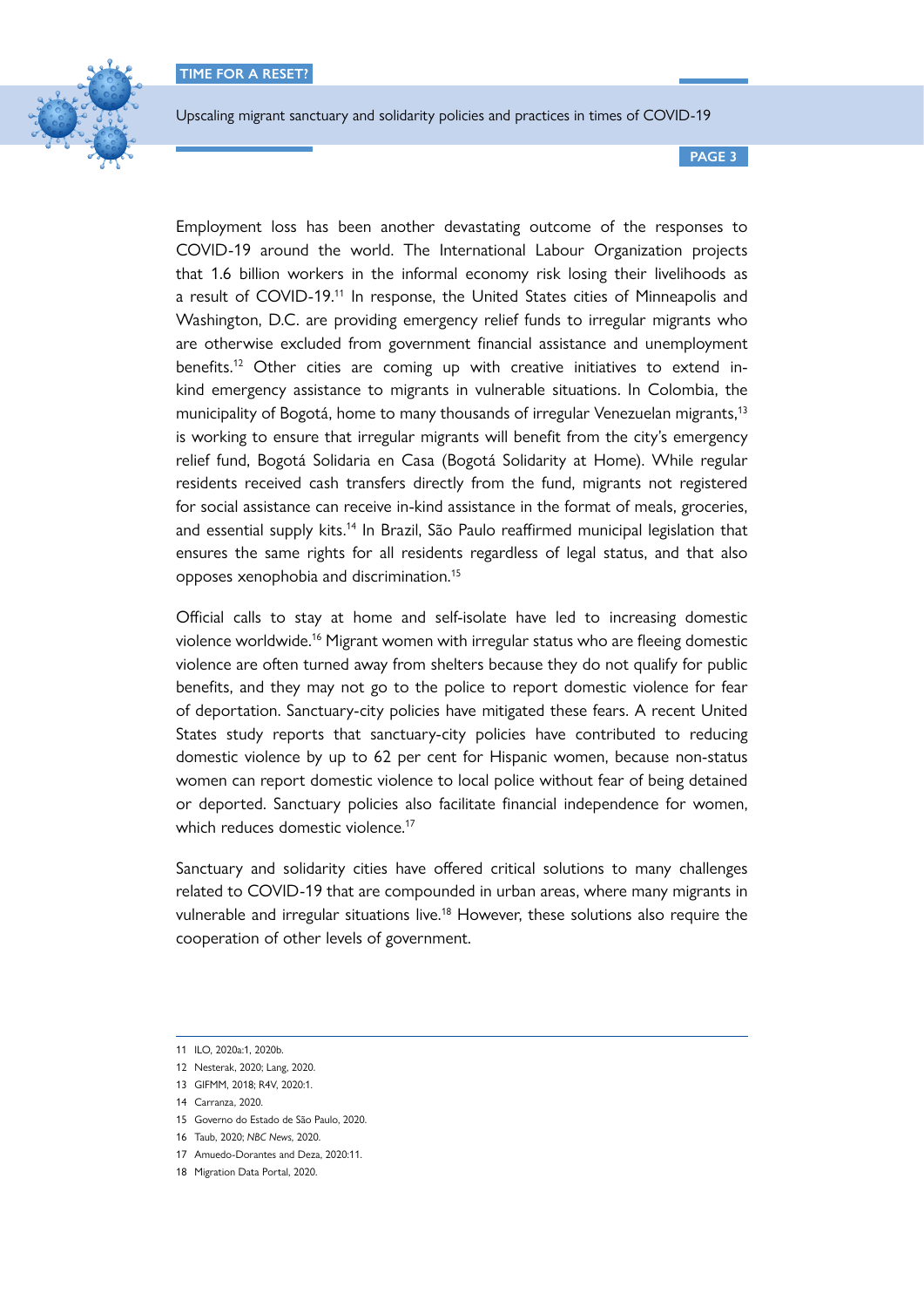Employment loss has been another devastating outcome of the responses to COVID-19 around the world. The International Labour Organization projects that 1.6 billion workers in the informal economy risk losing their livelihoods as a result of COVID-19.[11] In response, the United States cities of Minneapolis and Washington, D.C. are providing emergency relief funds to irregular migrants who are otherwise excluded from government financial assistance and unemployment benefits.[12] Other cities are coming up with creative initiatives to extend in-kind emergency assistance to migrants in vulnerable situations. In Colombia, the municipality of Bogotá, home to many thousands of irregular Venezuelan migrants,[13] is working to ensure that irregular migrants will benefit from the city's emergency relief fund, Bogotá Solidaria en Casa (Bogotá Solidarity at Home). While regular residents received cash transfers directly from the fund, migrants not registered for social assistance can receive in-kind assistance in the format of meals, groceries, and essential supply kits.[14] In Brazil, São Paulo reaffirmed municipal legislation that ensures the same rights for all residents regardless of legal status, and that also opposes xenophobia and discrimination.[15]

Official calls to stay at home and self-isolate have led to increasing domestic violence worldwide.[16] Migrant women with irregular status who are fleeing domestic violence are often turned away from shelters because they do not qualify for public benefits, and they may not go to the police to report domestic violence for fear of deportation. Sanctuary-city policies have mitigated these fears. A recent United States study reports that sanctuary-city policies have contributed to reducing domestic violence by up to 62 per cent for Hispanic women, because non-status women can report domestic violence to local police without fear of being detained or deported. Sanctuary policies also facilitate financial independence for women, which reduces domestic violence.[17]

Sanctuary and solidarity cities have offered critical solutions to many challenges related to COVID-19 that are compounded in urban areas, where many migrants in vulnerable and irregular situations live.[18] However, these solutions also require the cooperation of other levels of government.

---

11 ILO, 2020a:1, 2020b.
12 Nesterak, 2020; Lang, 2020.
13 GIFMM, 2018; R4V, 2020:1.
14 Carranza, 2020.
15 Governo do Estado de São Paulo, 2020.
16 Taub, 2020; *NBC News*, 2020.
17 Amuedo-Dorantes and Deza, 2020:11.
18 Migration Data Portal, 2020.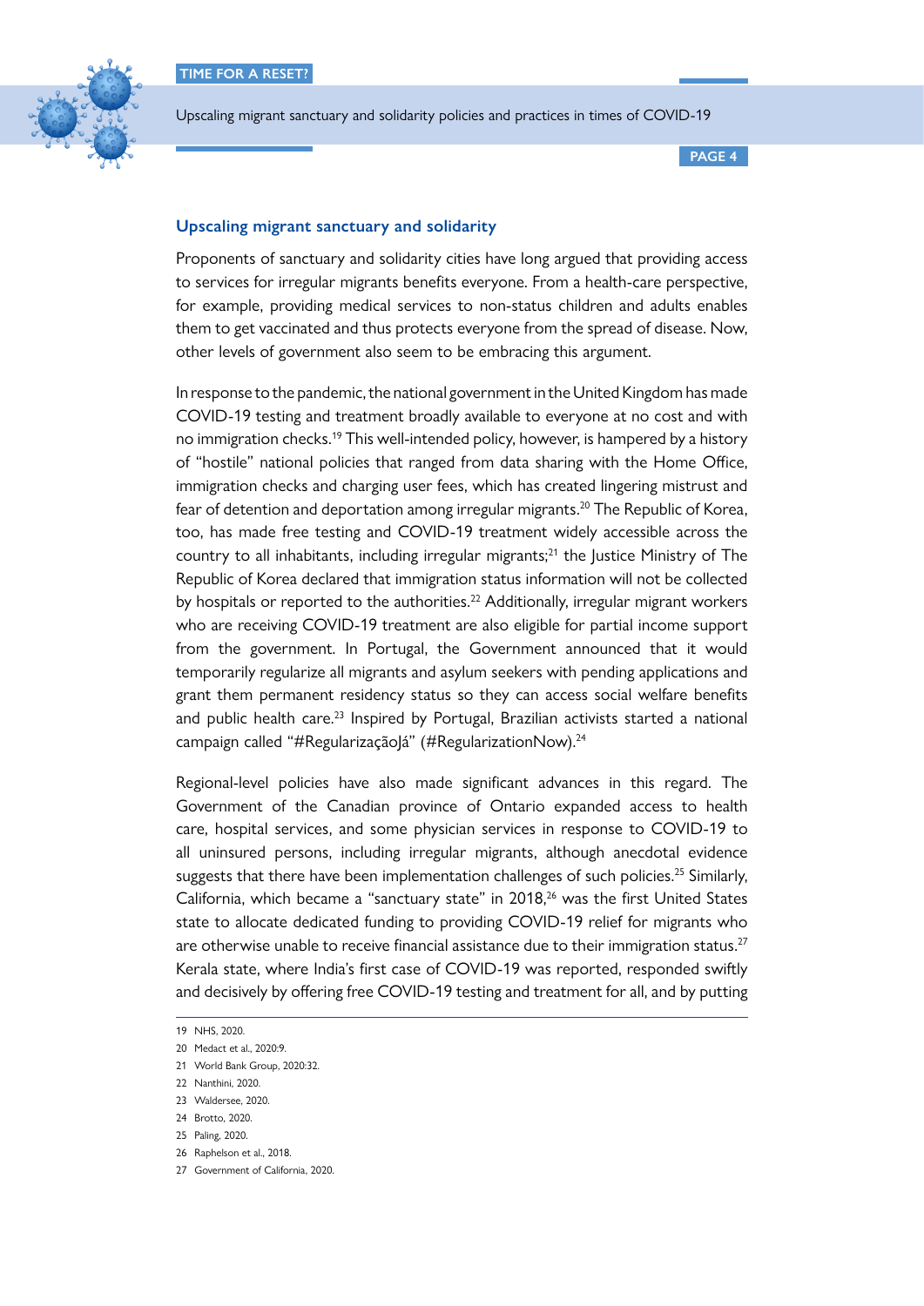## Upscaling migrant sanctuary and solidarity

Proponents of sanctuary and solidarity cities have long argued that providing access to services for irregular migrants benefits everyone. From a health-care perspective, for example, providing medical services to non-status children and adults enables them to get vaccinated and thus protects everyone from the spread of disease. Now, other levels of government also seem to be embracing this argument.

In response to the pandemic, the national government in the United Kingdom has made COVID-19 testing and treatment broadly available to everyone at no cost and with no immigration checks.[19] This well-intended policy, however, is hampered by a history of "hostile" national policies that ranged from data sharing with the Home Office, immigration checks and charging user fees, which has created lingering mistrust and fear of detention and deportation among irregular migrants.[20] The Republic of Korea, too, has made free testing and COVID-19 treatment widely accessible across the country to all inhabitants, including irregular migrants;[21] the Justice Ministry of The Republic of Korea declared that immigration status information will not be collected by hospitals or reported to the authorities.[22] Additionally, irregular migrant workers who are receiving COVID-19 treatment are also eligible for partial income support from the government. In Portugal, the Government announced that it would temporarily regularize all migrants and asylum seekers with pending applications and grant them permanent residency status so they can access social welfare benefits and public health care.[23] Inspired by Portugal, Brazilian activists started a national campaign called "#RegularizaçãoJá" (#RegularizationNow).[24]

Regional-level policies have also made significant advances in this regard. The Government of the Canadian province of Ontario expanded access to health care, hospital services, and some physician services in response to COVID-19 to all uninsured persons, including irregular migrants, although anecdotal evidence suggests that there have been implementation challenges of such policies.[25] Similarly, California, which became a "sanctuary state" in 2018,[26] was the first United States state to allocate dedicated funding to providing COVID-19 relief for migrants who are otherwise unable to receive financial assistance due to their immigration status.[27] Kerala state, where India's first case of COVID-19 was reported, responded swiftly and decisively by offering free COVID-19 testing and treatment for all, and by putting

19 NHS, 2020.
20 Medact et al., 2020:9.
21 World Bank Group, 2020:32.
22 Nanthini, 2020.
23 Waldersee, 2020.
24 Brotto, 2020.
25 Paling, 2020.
26 Raphelson et al., 2018.
27 Government of California, 2020.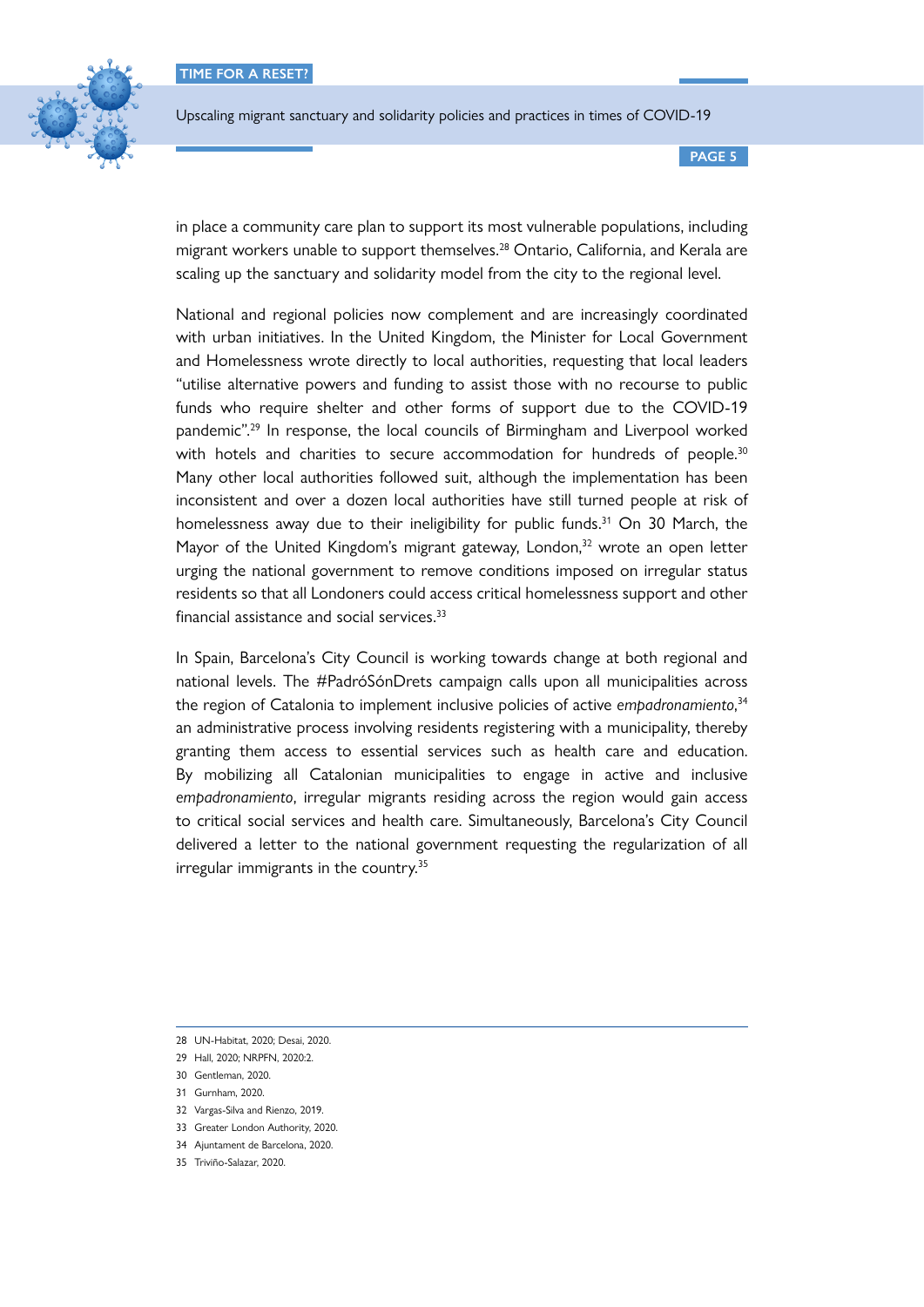in place a community care plan to support its most vulnerable populations, including migrant workers unable to support themselves.[28] Ontario, California, and Kerala are scaling up the sanctuary and solidarity model from the city to the regional level.

National and regional policies now complement and are increasingly coordinated with urban initiatives. In the United Kingdom, the Minister for Local Government and Homelessness wrote directly to local authorities, requesting that local leaders "utilise alternative powers and funding to assist those with no recourse to public funds who require shelter and other forms of support due to the COVID-19 pandemic".[29] In response, the local councils of Birmingham and Liverpool worked with hotels and charities to secure accommodation for hundreds of people.[30] Many other local authorities followed suit, although the implementation has been inconsistent and over a dozen local authorities have still turned people at risk of homelessness away due to their ineligibility for public funds.[31] On 30 March, the Mayor of the United Kingdom's migrant gateway, London,[32] wrote an open letter urging the national government to remove conditions imposed on irregular status residents so that all Londoners could access critical homelessness support and other financial assistance and social services.[33]

In Spain, Barcelona's City Council is working towards change at both regional and national levels. The #PadróSónDrets campaign calls upon all municipalities across the region of Catalonia to implement inclusive policies of active *empadronamiento*,[34] an administrative process involving residents registering with a municipality, thereby granting them access to essential services such as health care and education. By mobilizing all Catalonian municipalities to engage in active and inclusive *empadronamiento*, irregular migrants residing across the region would gain access to critical social services and health care. Simultaneously, Barcelona's City Council delivered a letter to the national government requesting the regularization of all irregular immigrants in the country.[35]

---

28 UN-Habitat, 2020; Desai, 2020.

29 Hall, 2020; NRPFN, 2020:2.

30 Gentleman, 2020.

31 Gurnham, 2020.

32 Vargas-Silva and Rienzo, 2019.

33 Greater London Authority, 2020.

34 Ajuntament de Barcelona, 2020.

35 Triviño-Salazar, 2020.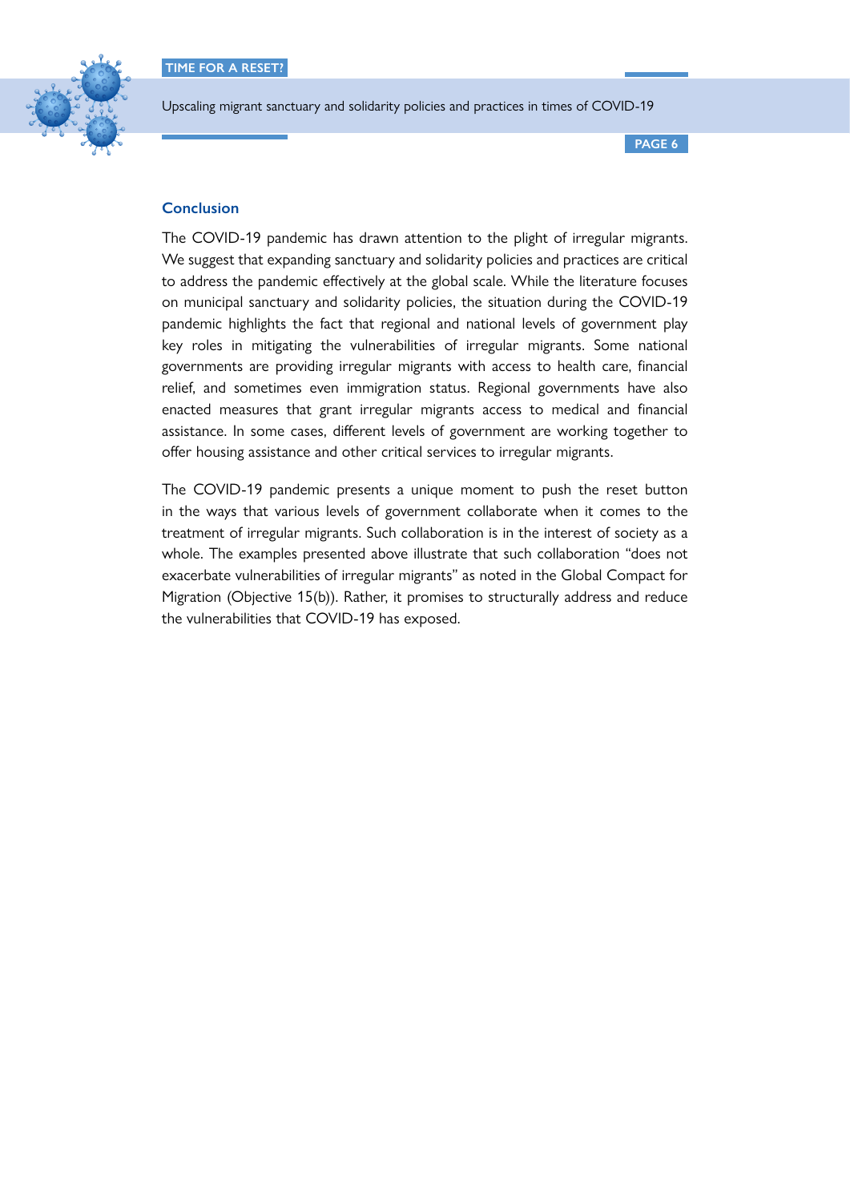## Conclusion

The COVID-19 pandemic has drawn attention to the plight of irregular migrants. We suggest that expanding sanctuary and solidarity policies and practices are critical to address the pandemic effectively at the global scale. While the literature focuses on municipal sanctuary and solidarity policies, the situation during the COVID-19 pandemic highlights the fact that regional and national levels of government play key roles in mitigating the vulnerabilities of irregular migrants. Some national governments are providing irregular migrants with access to health care, financial relief, and sometimes even immigration status. Regional governments have also enacted measures that grant irregular migrants access to medical and financial assistance. In some cases, different levels of government are working together to offer housing assistance and other critical services to irregular migrants.

The COVID-19 pandemic presents a unique moment to push the reset button in the ways that various levels of government collaborate when it comes to the treatment of irregular migrants. Such collaboration is in the interest of society as a whole. The examples presented above illustrate that such collaboration "does not exacerbate vulnerabilities of irregular migrants" as noted in the Global Compact for Migration (Objective 15(b)). Rather, it promises to structurally address and reduce the vulnerabilities that COVID-19 has exposed.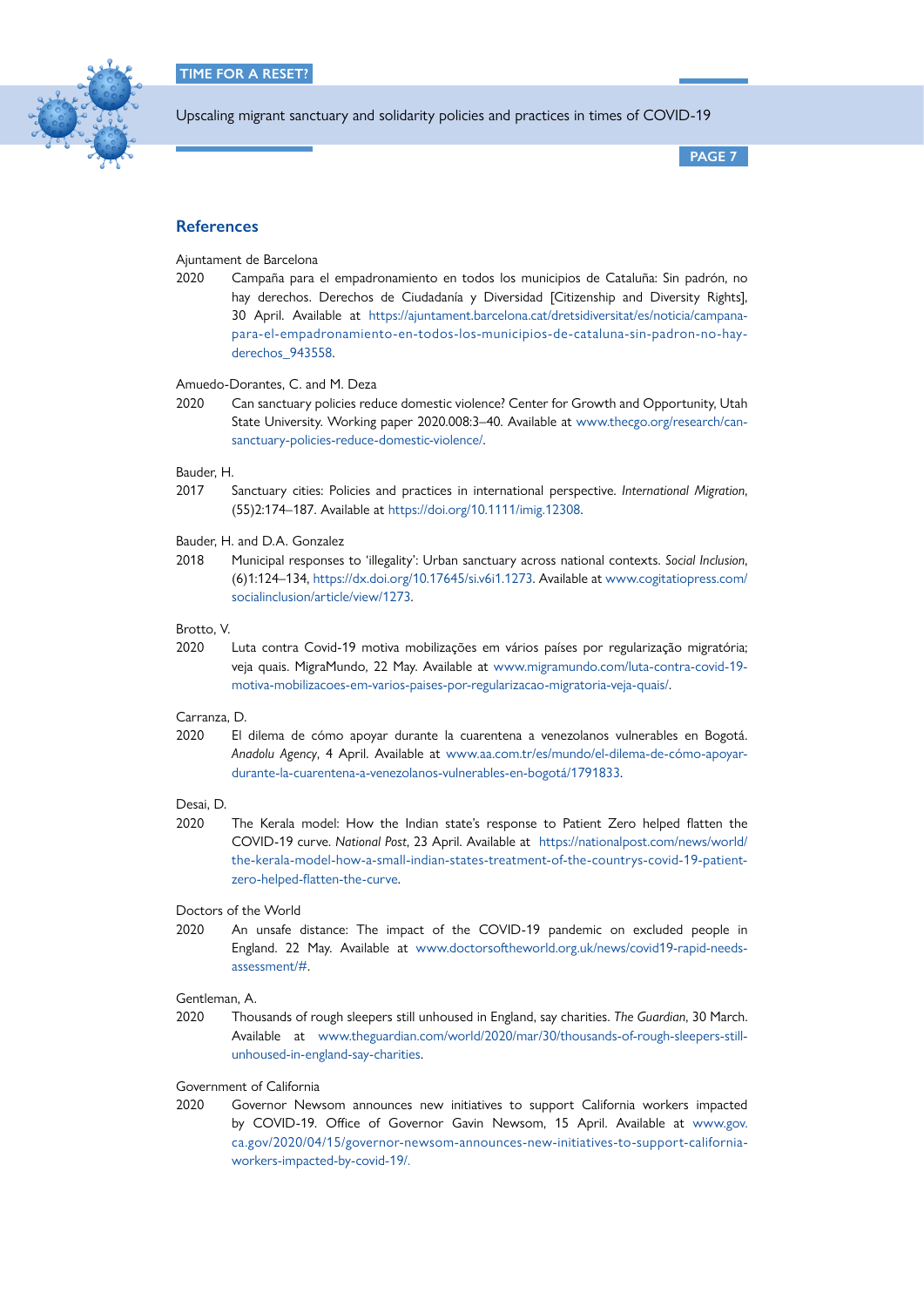## References

Ajuntament de Barcelona

2020 Campaña para el empadronamiento en todos los municipios de Cataluña: Sin padrón, no hay derechos. Derechos de Ciudadanía y Diversidad [Citizenship and Diversity Rights], 30 April. Available at https://ajuntament.barcelona.cat/dretsidiversitat/es/noticia/campana-para-el-empadronamiento-en-todos-los-municipios-de-cataluna-sin-padron-no-hay-derechos_943558.

Amuedo-Dorantes, C. and M. Deza

2020 Can sanctuary policies reduce domestic violence? Center for Growth and Opportunity, Utah State University. Working paper 2020.008:3–40. Available at www.thecgo.org/research/can-sanctuary-policies-reduce-domestic-violence/.

Bauder, H.

2017 Sanctuary cities: Policies and practices in international perspective. *International Migration*, (55)2:174–187. Available at https://doi.org/10.1111/imig.12308.

Bauder, H. and D.A. Gonzalez

2018 Municipal responses to 'illegality': Urban sanctuary across national contexts. *Social Inclusion*, (6)1:124–134, https://dx.doi.org/10.17645/si.v6i1.1273. Available at www.cogitatiopress.com/socialinclusion/article/view/1273.

Brotto, V.

2020 Luta contra Covid-19 motiva mobilizações em vários países por regularização migratória; veja quais. MigraMundo, 22 May. Available at www.migramundo.com/luta-contra-covid-19-motiva-mobilizacoes-em-varios-paises-por-regularizacao-migratoria-veja-quais/.

Carranza, D.

2020 El dilema de cómo apoyar durante la cuarentena a venezolanos vulnerables en Bogotá. *Anadolu Agency*, 4 April. Available at www.aa.com.tr/es/mundo/el-dilema-de-cómo-apoyar-durante-la-cuarentena-a-venezolanos-vulnerables-en-bogotá/1791833.

Desai, D.

2020 The Kerala model: How the Indian state's response to Patient Zero helped flatten the COVID-19 curve. *National Post*, 23 April. Available at https://nationalpost.com/news/world/the-kerala-model-how-a-small-indian-states-treatment-of-the-countrys-covid-19-patient-zero-helped-flatten-the-curve.

Doctors of the World

2020 An unsafe distance: The impact of the COVID-19 pandemic on excluded people in England. 22 May. Available at www.doctorsoftheworld.org.uk/news/covid19-rapid-needs-assessment/#.

Gentleman, A.

2020 Thousands of rough sleepers still unhoused in England, say charities. *The Guardian*, 30 March. Available at www.theguardian.com/world/2020/mar/30/thousands-of-rough-sleepers-still-unhoused-in-england-say-charities.

Government of California

2020 Governor Newsom announces new initiatives to support California workers impacted by COVID-19. Office of Governor Gavin Newsom, 15 April. Available at www.gov.ca.gov/2020/04/15/governor-newsom-announces-new-initiatives-to-support-california-workers-impacted-by-covid-19/.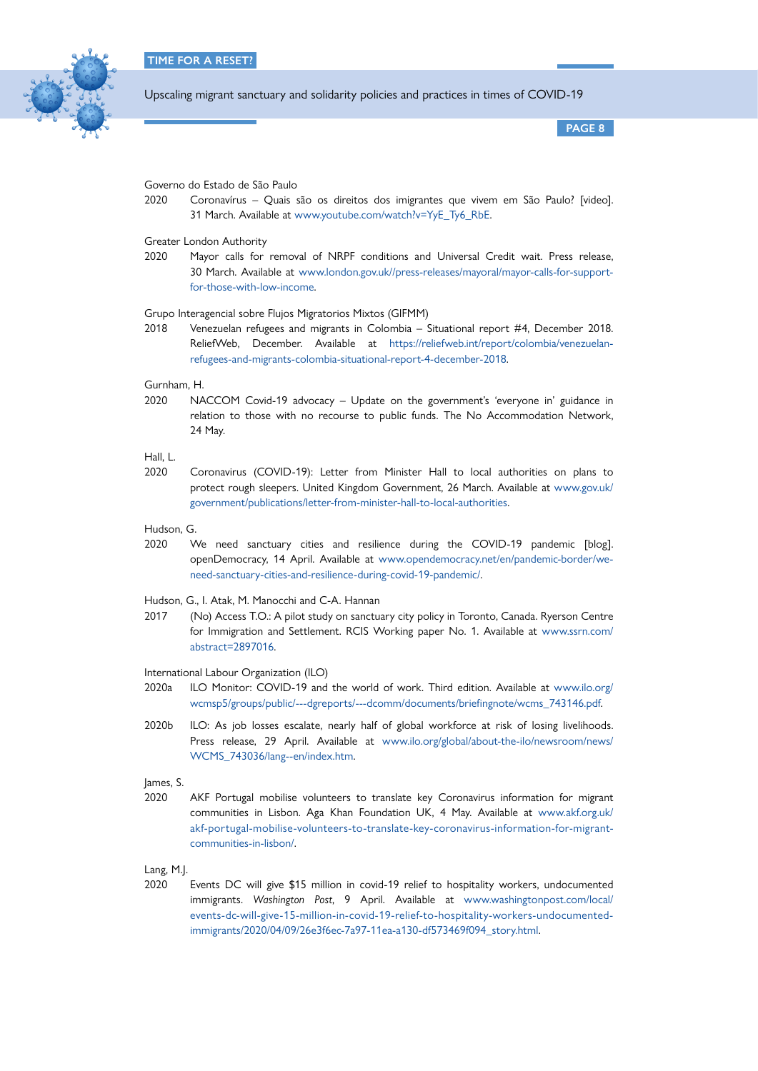Governo do Estado de São Paulo

2020 Coronavírus – Quais são os direitos dos imigrantes que vivem em São Paulo? [video]. 31 March. Available at www.youtube.com/watch?v=YyE_Ty6_RbE.

Greater London Authority

2020 Mayor calls for removal of NRPF conditions and Universal Credit wait. Press release, 30 March. Available at www.london.gov.uk//press-releases/mayoral/mayor-calls-for-support-for-those-with-low-income.

Grupo Interagencial sobre Flujos Migratorios Mixtos (GIFMM)

2018 Venezuelan refugees and migrants in Colombia – Situational report #4, December 2018. ReliefWeb, December. Available at https://reliefweb.int/report/colombia/venezuelan-refugees-and-migrants-colombia-situational-report-4-december-2018.

Gurnham, H.

2020 NACCOM Covid-19 advocacy – Update on the government's 'everyone in' guidance in relation to those with no recourse to public funds. The No Accommodation Network, 24 May.

Hall, L.

2020 Coronavirus (COVID-19): Letter from Minister Hall to local authorities on plans to protect rough sleepers. United Kingdom Government, 26 March. Available at www.gov.uk/government/publications/letter-from-minister-hall-to-local-authorities.

Hudson, G.

2020 We need sanctuary cities and resilience during the COVID-19 pandemic [blog]. openDemocracy, 14 April. Available at www.opendemocracy.net/en/pandemic-border/we-need-sanctuary-cities-and-resilience-during-covid-19-pandemic/.

Hudson, G., I. Atak, M. Manocchi and C-A. Hannan

2017 (No) Access T.O.: A pilot study on sanctuary city policy in Toronto, Canada. Ryerson Centre for Immigration and Settlement. RCIS Working paper No. 1. Available at www.ssrn.com/abstract=2897016.

International Labour Organization (ILO)

2020a ILO Monitor: COVID-19 and the world of work. Third edition. Available at www.ilo.org/wcmsp5/groups/public/---dgreports/---dcomm/documents/briefingnote/wcms_743146.pdf.

2020b ILO: As job losses escalate, nearly half of global workforce at risk of losing livelihoods. Press release, 29 April. Available at www.ilo.org/global/about-the-ilo/newsroom/news/WCMS_743036/lang--en/index.htm.

James, S.

2020 AKF Portugal mobilise volunteers to translate key Coronavirus information for migrant communities in Lisbon. Aga Khan Foundation UK, 4 May. Available at www.akf.org.uk/akf-portugal-mobilise-volunteers-to-translate-key-coronavirus-information-for-migrant-communities-in-lisbon/.

Lang, M.J.

2020 Events DC will give $15 million in covid-19 relief to hospitality workers, undocumented immigrants. *Washington Post*, 9 April. Available at www.washingtonpost.com/local/events-dc-will-give-15-million-in-covid-19-relief-to-hospitality-workers-undocumented-immigrants/2020/04/09/26e3f6ec-7a97-11ea-a130-df573469f094_story.html.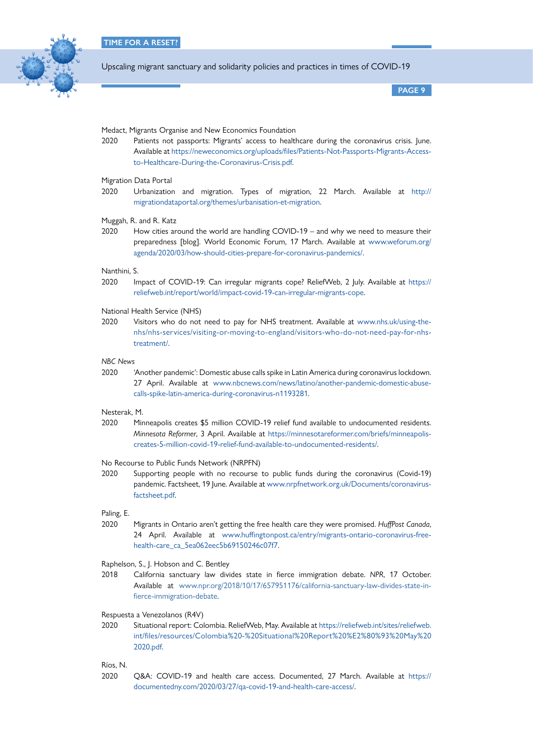Medact, Migrants Organise and New Economics Foundation

2020 Patients not passports: Migrants' access to healthcare during the coronavirus crisis. June. Available at https://neweconomics.org/uploads/files/Patients-Not-Passports-Migrants-Access-to-Healthcare-During-the-Coronavirus-Crisis.pdf.

Migration Data Portal

2020 Urbanization and migration. Types of migration, 22 March. Available at http://migrationdataportal.org/themes/urbanisation-et-migration.

Muggah, R. and R. Katz

2020 How cities around the world are handling COVID-19 – and why we need to measure their preparedness [blog]. World Economic Forum, 17 March. Available at www.weforum.org/agenda/2020/03/how-should-cities-prepare-for-coronavirus-pandemics/.

Nanthini, S.

2020 Impact of COVID-19: Can irregular migrants cope? ReliefWeb, 2 July. Available at https://reliefweb.int/report/world/impact-covid-19-can-irregular-migrants-cope.

National Health Service (NHS)

2020 Visitors who do not need to pay for NHS treatment. Available at www.nhs.uk/using-the-nhs/nhs-services/visiting-or-moving-to-england/visitors-who-do-not-need-pay-for-nhs-treatment/.

*NBC News*

2020 'Another pandemic': Domestic abuse calls spike in Latin America during coronavirus lockdown. 27 April. Available at www.nbcnews.com/news/latino/another-pandemic-domestic-abuse-calls-spike-latin-america-during-coronavirus-n1193281.

Nesterak, M.

2020 Minneapolis creates $5 million COVID-19 relief fund available to undocumented residents. *Minnesota Reformer*, 3 April. Available at https://minnesotareformer.com/briefs/minneapolis-creates-5-million-covid-19-relief-fund-available-to-undocumented-residents/.

No Recourse to Public Funds Network (NRPFN)

2020 Supporting people with no recourse to public funds during the coronavirus (Covid-19) pandemic. Factsheet, 19 June. Available at www.nrpfnetwork.org.uk/Documents/coronavirus-factsheet.pdf.

Paling, E.

2020 Migrants in Ontario aren't getting the free health care they were promised. *HuffPost Canada*, 24 April. Available at www.huffingtonpost.ca/entry/migrants-ontario-coronavirus-free-health-care_ca_5ea062eec5b69150246c07f7.

Raphelson, S., J. Hobson and C. Bentley

2018 California sanctuary law divides state in fierce immigration debate. *NPR*, 17 October. Available at www.npr.org/2018/10/17/657951176/california-sanctuary-law-divides-state-in-fierce-immigration-debate.

Respuesta a Venezolanos (R4V)

2020 Situational report: Colombia. ReliefWeb, May. Available at https://reliefweb.int/sites/reliefweb.int/files/resources/Colombia%20-%20Situational%20Report%20%E2%80%93%20May%202020.pdf.

Ríos, N.

2020 Q&A: COVID-19 and health care access. Documented, 27 March. Available at https://documentedny.com/2020/03/27/qa-covid-19-and-health-care-access/.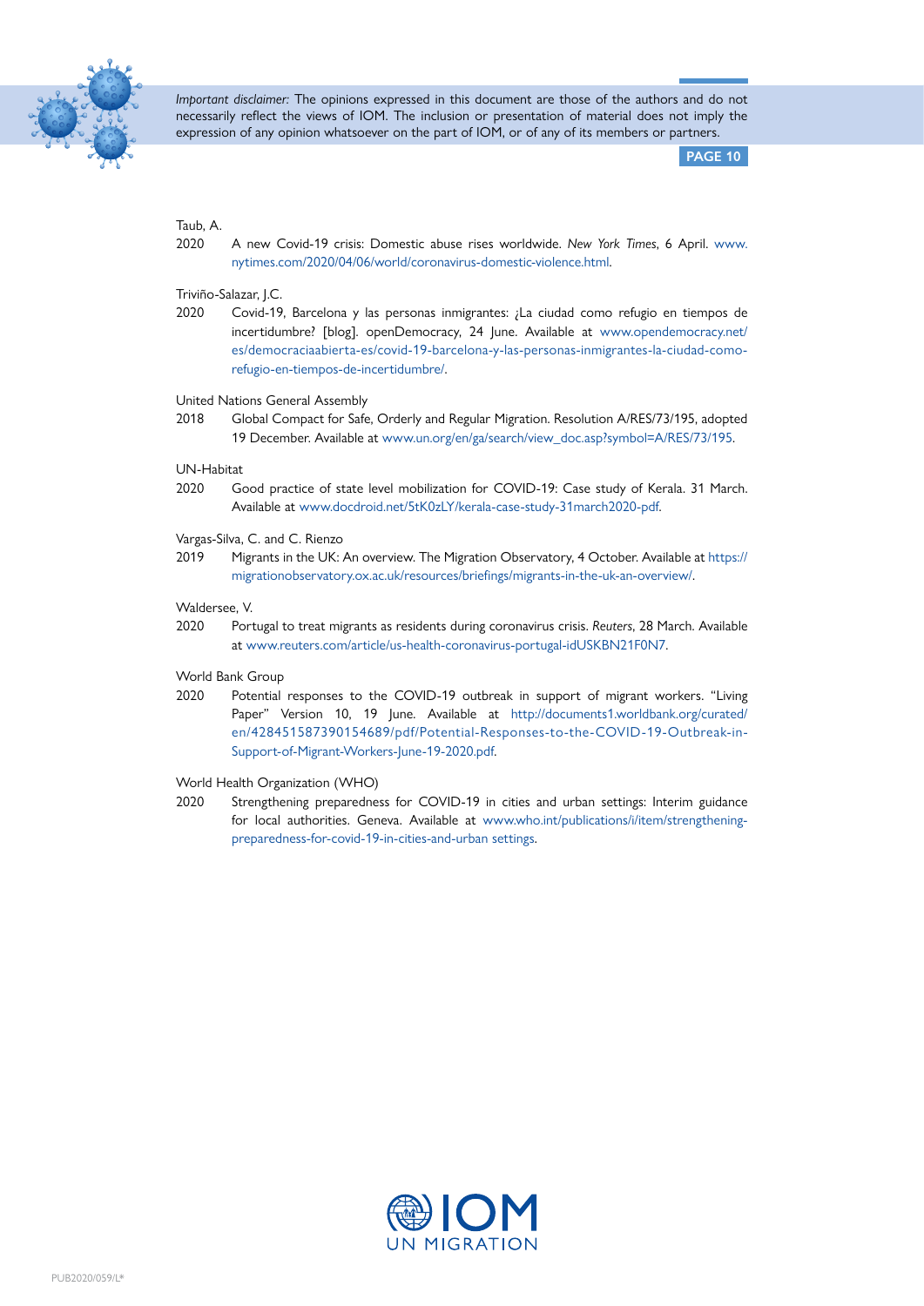Taub, A.

2020 A new Covid-19 crisis: Domestic abuse rises worldwide. *New York Times*, 6 April. www.nytimes.com/2020/04/06/world/coronavirus-domestic-violence.html.

Triviño-Salazar, J.C.

2020 Covid-19, Barcelona y las personas inmigrantes: ¿La ciudad como refugio en tiempos de incertidumbre? [blog]. openDemocracy, 24 June. Available at www.opendemocracy.net/es/democraciaabierta-es/covid-19-barcelona-y-las-personas-inmigrantes-la-ciudad-como-refugio-en-tiempos-de-incertidumbre/.

United Nations General Assembly

2018 Global Compact for Safe, Orderly and Regular Migration. Resolution A/RES/73/195, adopted 19 December. Available at www.un.org/en/ga/search/view_doc.asp?symbol=A/RES/73/195.

UN-Habitat

2020 Good practice of state level mobilization for COVID-19: Case study of Kerala. 31 March. Available at www.docdroid.net/5tK0zLY/kerala-case-study-31march2020-pdf.

Vargas-Silva, C. and C. Rienzo

2019 Migrants in the UK: An overview. The Migration Observatory, 4 October. Available at https://migrationobservatory.ox.ac.uk/resources/briefings/migrants-in-the-uk-an-overview/.

Waldersee, V.

2020 Portugal to treat migrants as residents during coronavirus crisis. *Reuters*, 28 March. Available at www.reuters.com/article/us-health-coronavirus-portugal-idUSKBN21F0N7.

World Bank Group

2020 Potential responses to the COVID-19 outbreak in support of migrant workers. "Living Paper" Version 10, 19 June. Available at http://documents1.worldbank.org/curated/en/428451587390154689/pdf/Potential-Responses-to-the-COVID-19-Outbreak-in-Support-of-Migrant-Workers-June-19-2020.pdf.

World Health Organization (WHO)

2020 Strengthening preparedness for COVID-19 in cities and urban settings: Interim guidance for local authorities. Geneva. Available at www.who.int/publications/i/item/strengthening-preparedness-for-covid-19-in-cities-and-urban settings.

PUB2020/059/L*